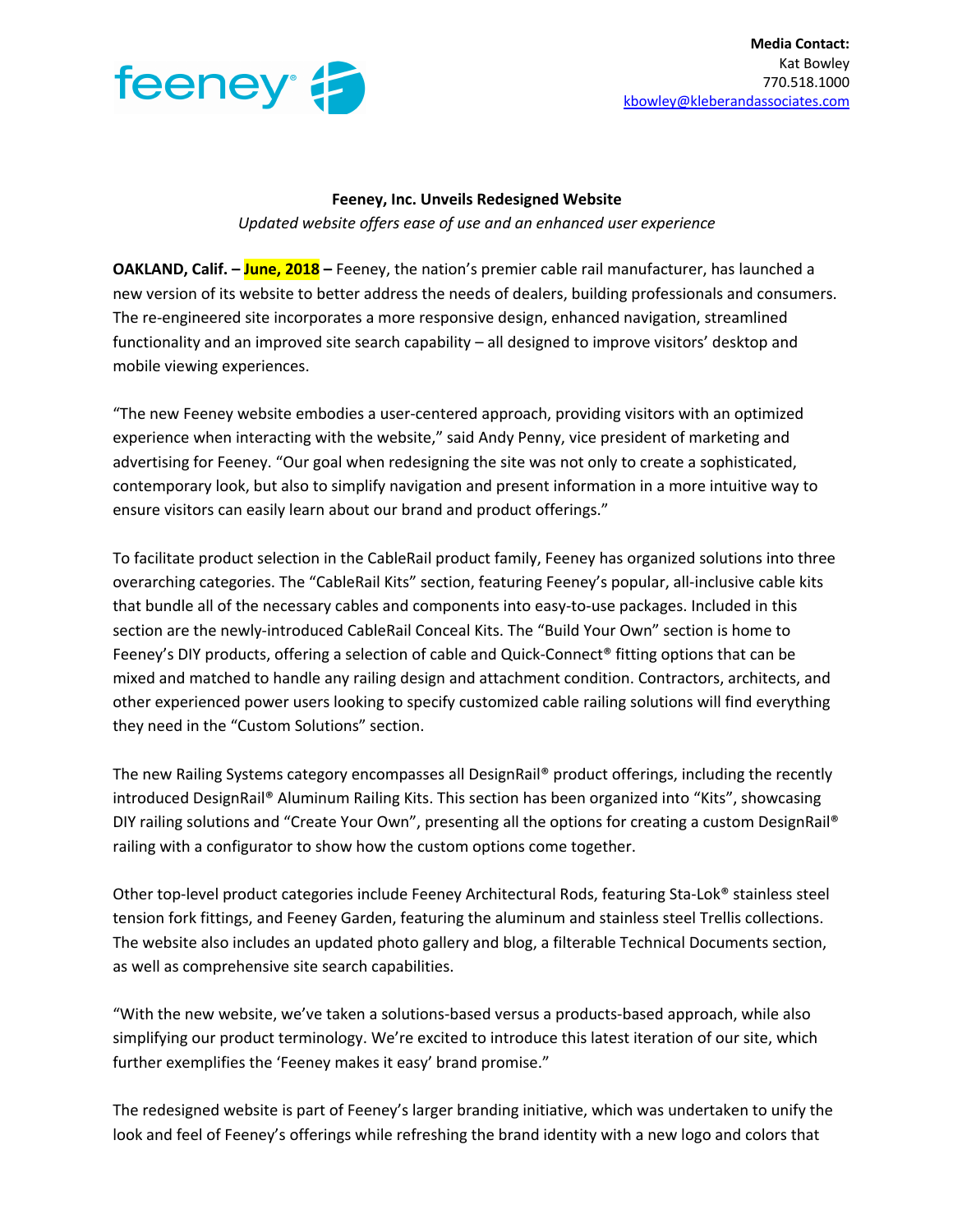**Media Contact:**
Kat Bowley
770.518.1000
kbowley@kleberandassociates.com

## Feeney, Inc. Unveils Redesigned Website

*Updated website offers ease of use and an enhanced user experience*

**OAKLAND, Calif. – June, 2018 –** Feeney, the nation's premier cable rail manufacturer, has launched a new version of its website to better address the needs of dealers, building professionals and consumers. The re-engineered site incorporates a more responsive design, enhanced navigation, streamlined functionality and an improved site search capability – all designed to improve visitors' desktop and mobile viewing experiences.

"The new Feeney website embodies a user-centered approach, providing visitors with an optimized experience when interacting with the website," said Andy Penny, vice president of marketing and advertising for Feeney. "Our goal when redesigning the site was not only to create a sophisticated, contemporary look, but also to simplify navigation and present information in a more intuitive way to ensure visitors can easily learn about our brand and product offerings."

To facilitate product selection in the CableRail product family, Feeney has organized solutions into three overarching categories. The "CableRail Kits" section, featuring Feeney's popular, all-inclusive cable kits that bundle all of the necessary cables and components into easy-to-use packages. Included in this section are the newly-introduced CableRail Conceal Kits. The "Build Your Own" section is home to Feeney's DIY products, offering a selection of cable and Quick-Connect® fitting options that can be mixed and matched to handle any railing design and attachment condition. Contractors, architects, and other experienced power users looking to specify customized cable railing solutions will find everything they need in the "Custom Solutions" section.

The new Railing Systems category encompasses all DesignRail® product offerings, including the recently introduced DesignRail® Aluminum Railing Kits. This section has been organized into "Kits", showcasing DIY railing solutions and "Create Your Own", presenting all the options for creating a custom DesignRail® railing with a configurator to show how the custom options come together.

Other top-level product categories include Feeney Architectural Rods, featuring Sta-Lok® stainless steel tension fork fittings, and Feeney Garden, featuring the aluminum and stainless steel Trellis collections. The website also includes an updated photo gallery and blog, a filterable Technical Documents section, as well as comprehensive site search capabilities.

"With the new website, we've taken a solutions-based versus a products-based approach, while also simplifying our product terminology. We're excited to introduce this latest iteration of our site, which further exemplifies the 'Feeney makes it easy' brand promise."

The redesigned website is part of Feeney's larger branding initiative, which was undertaken to unify the look and feel of Feeney's offerings while refreshing the brand identity with a new logo and colors that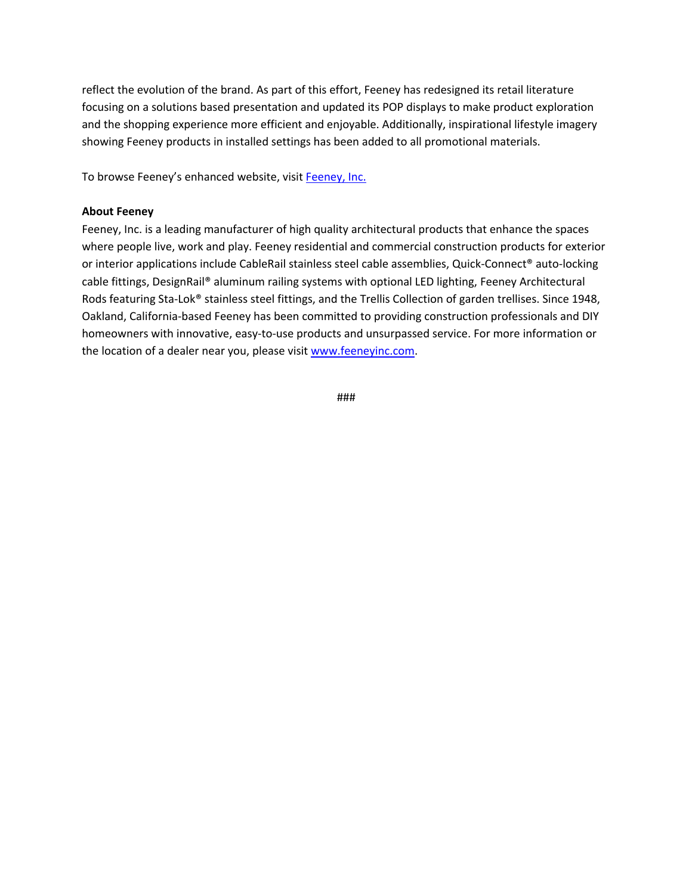reflect the evolution of the brand. As part of this effort, Feeney has redesigned its retail literature focusing on a solutions based presentation and updated its POP displays to make product exploration and the shopping experience more efficient and enjoyable. Additionally, inspirational lifestyle imagery showing Feeney products in installed settings has been added to all promotional materials.

To browse Feeney's enhanced website, visit Feeney, Inc.

**About Feeney**

Feeney, Inc. is a leading manufacturer of high quality architectural products that enhance the spaces where people live, work and play. Feeney residential and commercial construction products for exterior or interior applications include CableRail stainless steel cable assemblies, Quick-Connect® auto-locking cable fittings, DesignRail® aluminum railing systems with optional LED lighting, Feeney Architectural Rods featuring Sta-Lok® stainless steel fittings, and the Trellis Collection of garden trellises. Since 1948, Oakland, California-based Feeney has been committed to providing construction professionals and DIY homeowners with innovative, easy-to-use products and unsurpassed service. For more information or the location of a dealer near you, please visit www.feeneyinc.com.

###